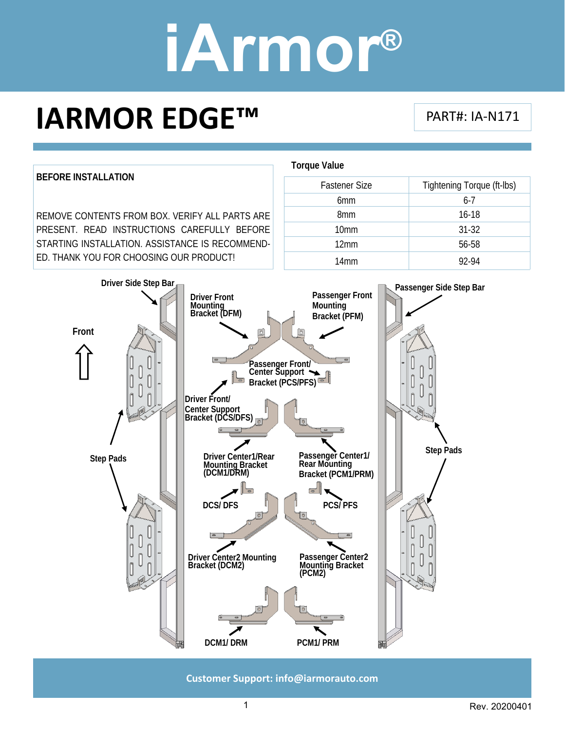# iArmor®

## IARMOR EDGE™

PART#: IA-N171

**BEFORE INSTALLATION**

REMOVE CONTENTS FROM BOX. VERIFY ALL PARTS ARE PRESENT. READ INSTRUCTIONS CAREFULLY BEFORE STARTING INSTALLATION. ASSISTANCE IS RECOMMENDED. THANK YOU FOR CHOOSING OUR PRODUCT!

**Torque Value**

| Fastener Size | Tightening Torque (ft-lbs) |
|---|---|
| 6mm | 6-7 |
| 8mm | 16-18 |
| 10mm | 31-32 |
| 12mm | 56-58 |
| 14mm | 92-94 |

Driver Side Step Bar

Front

Step Pads

Driver Front Mounting Bracket (DFM)

Passenger Front Mounting Bracket (PFM)

Passenger Front/ Center Support Bracket (PCS/PFS)

Driver Front/ Center Support Bracket (DCS/DFS)

Driver Center1/Rear Mounting Bracket (DCM1/DRM)

Passenger Center1/ Rear Mounting Bracket (PCM1/PRM)

DCS/ DFS

PCS/ PFS

Driver Center2 Mounting Bracket (DCM2)

Passenger Center2 Mounting Bracket (PCM2)

DCM1/ DRM

PCM1/ PRM

Passenger Side Step Bar

Step Pads

**Customer Support: info@iarmorauto.com**

Rev. 20200401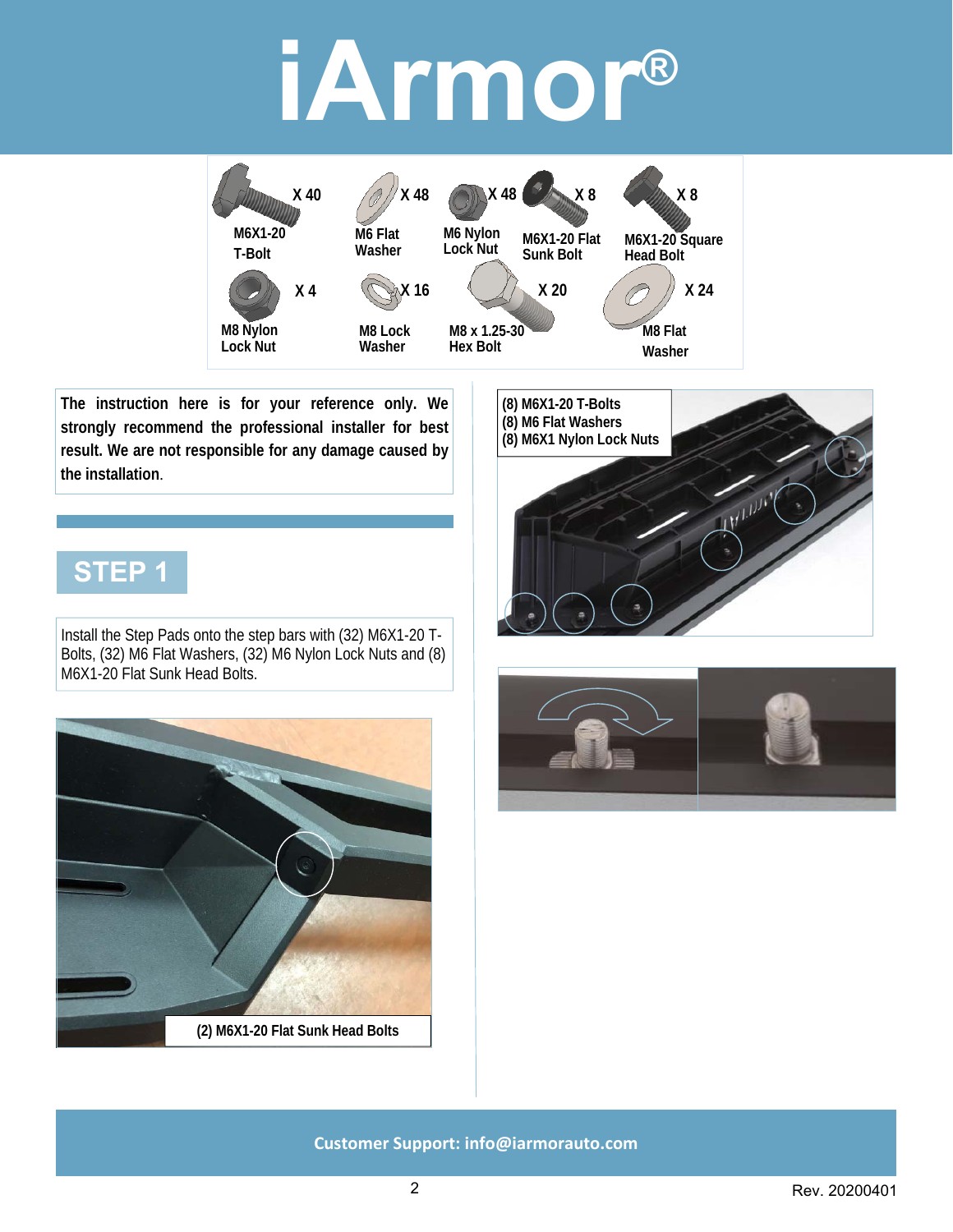# iArmor®

M6X1-20 T-Bolt X 40

M6 Flat Washer X 48

M6 Nylon Lock Nut X 48

M6X1-20 Flat Sunk Bolt X 8

M6X1-20 Square Head Bolt X 8

M8 Nylon Lock Nut X 4

M8 Lock Washer X 16

M8 x 1.25-30 Hex Bolt X 20

M8 Flat Washer X 24

**The instruction here is for your reference only. We strongly recommend the professional installer for best result. We are not responsible for any damage caused by the installation.**

## STEP 1

Install the Step Pads onto the step bars with (32) M6X1-20 T-Bolts, (32) M6 Flat Washers, (32) M6 Nylon Lock Nuts and (8) M6X1-20 Flat Sunk Head Bolts.

**(2) M6X1-20 Flat Sunk Head Bolts**

**(8) M6X1-20 T-Bolts**
**(8) M6 Flat Washers**
**(8) M6X1 Nylon Lock Nuts**

**Customer Support: info@iarmorauto.com**

Rev. 20200401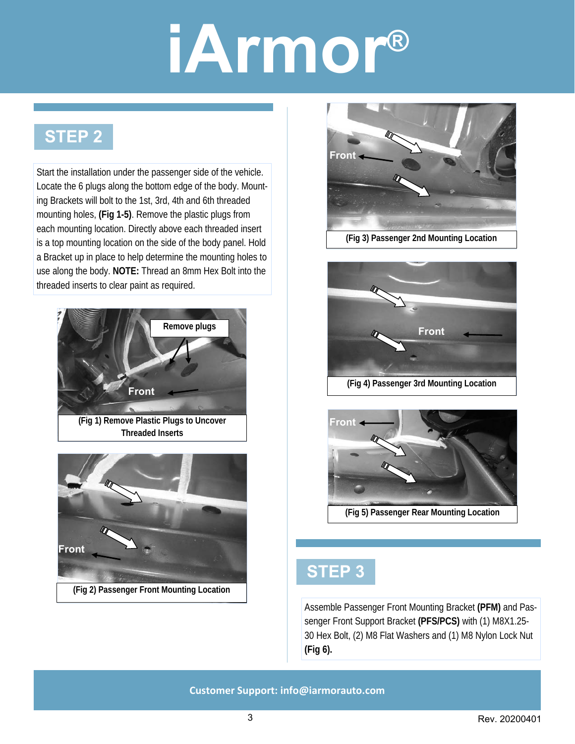## STEP 2

Start the installation under the passenger side of the vehicle. Locate the 6 plugs along the bottom edge of the body. Mounting Brackets will bolt to the 1st, 3rd, 4th and 6th threaded mounting holes, **(Fig 1-5)**. Remove the plastic plugs from each mounting location. Directly above each threaded insert is a top mounting location on the side of the body panel. Hold a Bracket up in place to help determine the mounting holes to use along the body. **NOTE:** Thread an 8mm Hex Bolt into the threaded inserts to clear paint as required.

**(Fig 1) Remove Plastic Plugs to Uncover Threaded Inserts**

**(Fig 2) Passenger Front Mounting Location**

**(Fig 3) Passenger 2nd Mounting Location**

**(Fig 4) Passenger 3rd Mounting Location**

**(Fig 5) Passenger Rear Mounting Location**

## STEP 3

Assemble Passenger Front Mounting Bracket **(PFM)** and Passenger Front Support Bracket **(PFS/PCS)** with (1) M8X1.25-30 Hex Bolt, (2) M8 Flat Washers and (1) M8 Nylon Lock Nut **(Fig 6).**

Customer Support: info@iarmorauto.com

Rev. 20200401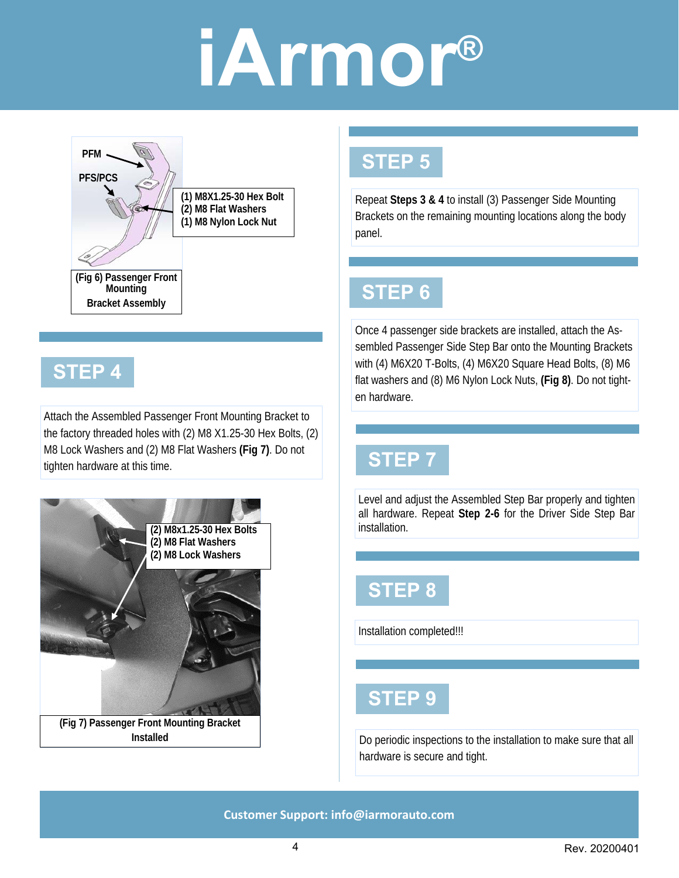# iArmor®

PFM

PFS/PCS

(1) M8X1.25-30 Hex Bolt
(2) M8 Flat Washers
(1) M8 Nylon Lock Nut

(Fig 6) Passenger Front Mounting Bracket Assembly

## STEP 4

Attach the Assembled Passenger Front Mounting Bracket to the factory threaded holes with (2) M8 X1.25-30 Hex Bolts, (2) M8 Lock Washers and (2) M8 Flat Washers **(Fig 7)**. Do not tighten hardware at this time.

(2) M8x1.25-30 Hex Bolts
(2) M8 Flat Washers
(2) M8 Lock Washers

(Fig 7) Passenger Front Mounting Bracket Installed

## STEP 5

Repeat **Steps 3 & 4** to install (3) Passenger Side Mounting Brackets on the remaining mounting locations along the body panel.

## STEP 6

Once 4 passenger side brackets are installed, attach the Assembled Passenger Side Step Bar onto the Mounting Brackets with (4) M6X20 T-Bolts, (4) M6X20 Square Head Bolts, (8) M6 flat washers and (8) M6 Nylon Lock Nuts, **(Fig 8)**. Do not tighten hardware.

## STEP 7

Level and adjust the Assembled Step Bar properly and tighten all hardware. Repeat **Step 2-6** for the Driver Side Step Bar installation.

## STEP 8

Installation completed!!!

## STEP 9

Do periodic inspections to the installation to make sure that all hardware is secure and tight.

**Customer Support: info@iarmorauto.com**

Rev. 20200401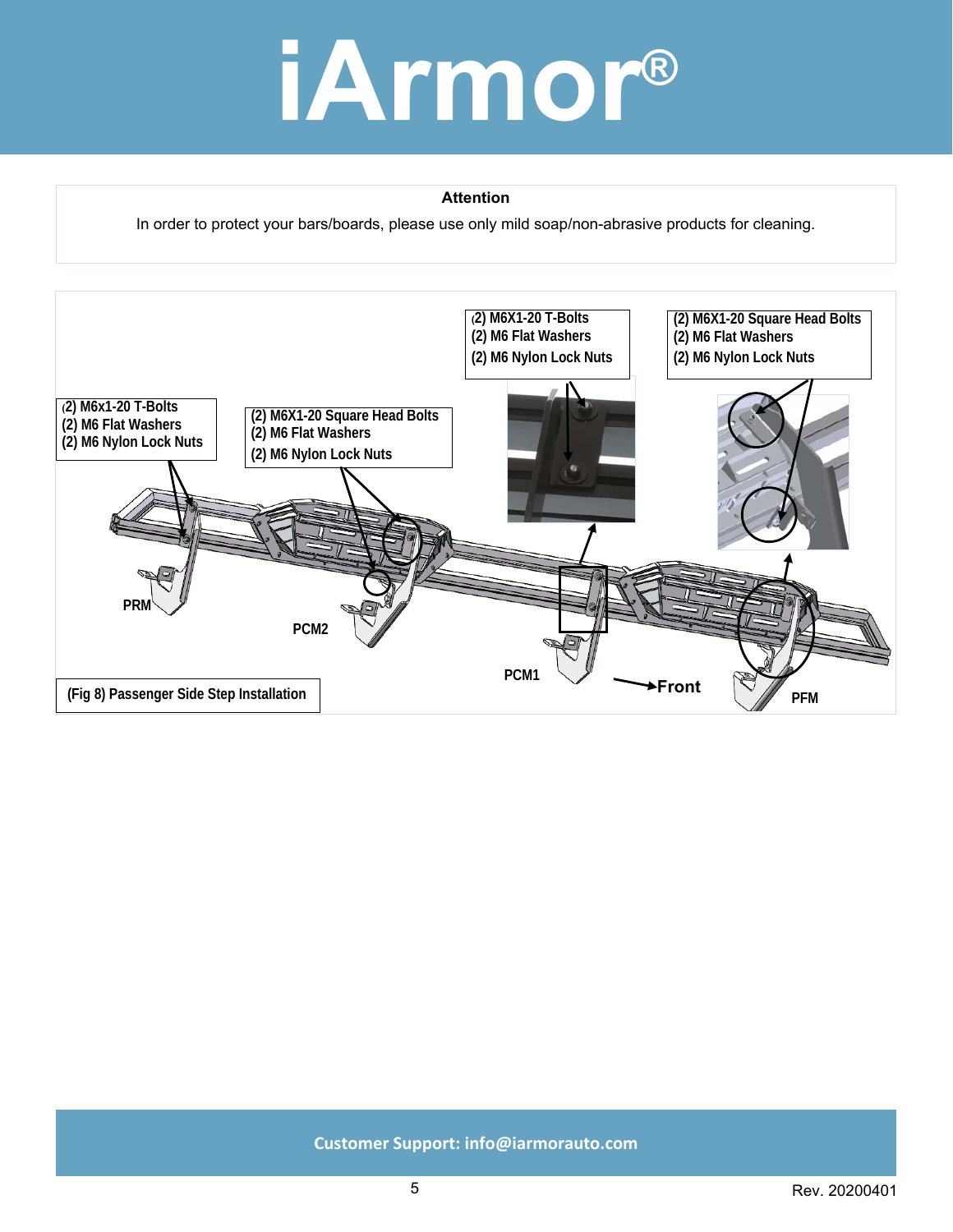**Attention**

In order to protect your bars/boards, please use only mild soap/non-abrasive products for cleaning.

(2) M6X1-20 T-Bolts
(2) M6 Flat Washers
(2) M6 Nylon Lock Nuts

(2) M6X1-20 Square Head Bolts
(2) M6 Flat Washers
(2) M6 Nylon Lock Nuts

(2) M6x1-20 T-Bolts
(2) M6 Flat Washers
(2) M6 Nylon Lock Nuts

(2) M6X1-20 Square Head Bolts
(2) M6 Flat Washers
(2) M6 Nylon Lock Nuts

PRM

PCM2

PCM1

Front

PFM

(Fig 8) Passenger Side Step Installation

Customer Support: info@iarmorauto.com

Rev. 20200401